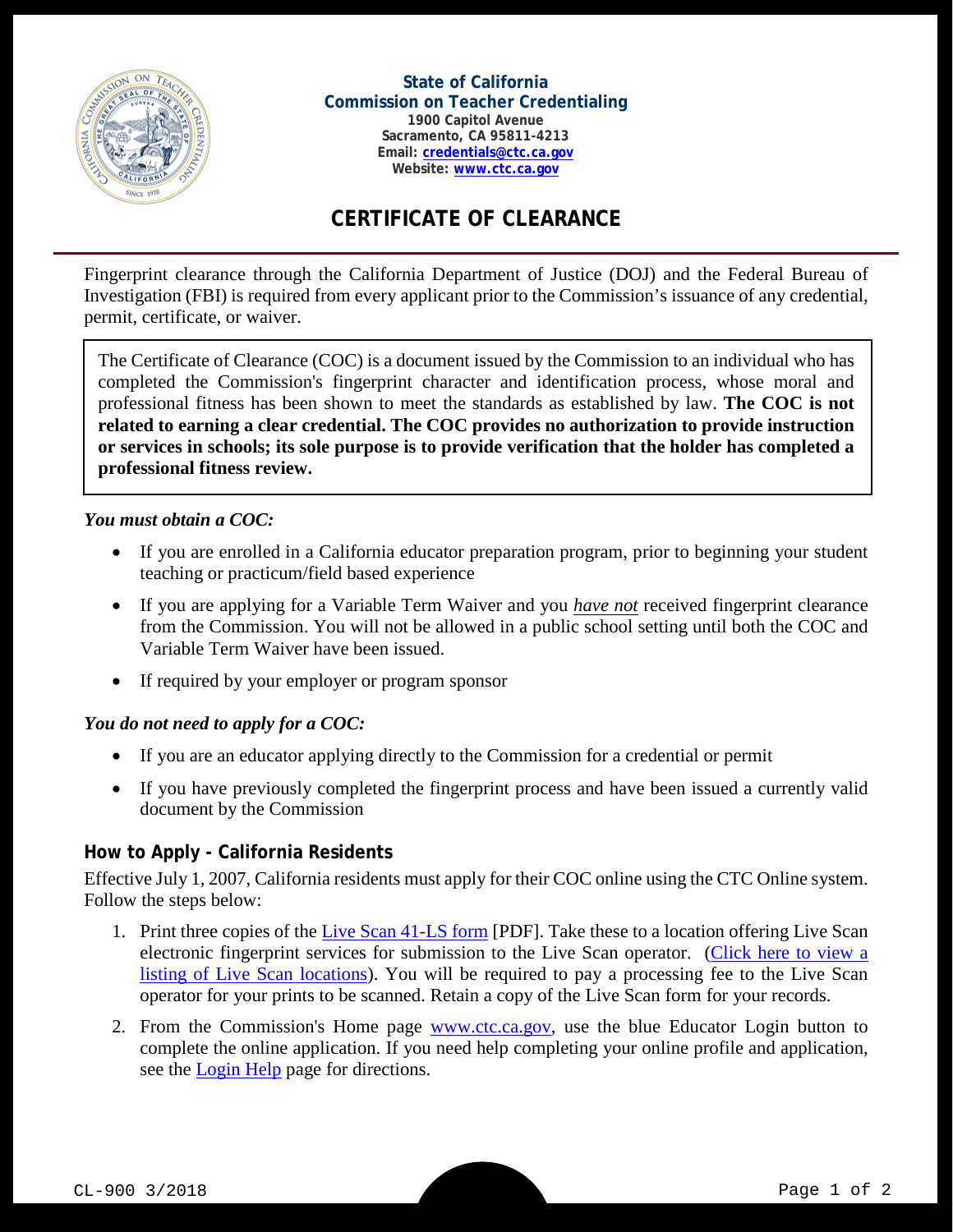**State of California**
**Commission on Teacher Credentialing**
**1900 Capitol Avenue**
**Sacramento, CA 95811-4213**
**Email: credentials@ctc.ca.gov**
**Website: www.ctc.ca.gov**

# CERTIFICATE OF CLEARANCE

Fingerprint clearance through the California Department of Justice (DOJ) and the Federal Bureau of Investigation (FBI) is required from every applicant prior to the Commission's issuance of any credential, permit, certificate, or waiver.

The Certificate of Clearance (COC) is a document issued by the Commission to an individual who has completed the Commission's fingerprint character and identification process, whose moral and professional fitness has been shown to meet the standards as established by law. **The COC is not related to earning a clear credential. The COC provides no authorization to provide instruction or services in schools; its sole purpose is to provide verification that the holder has completed a professional fitness review.**

***You must obtain a COC:***

- If you are enrolled in a California educator preparation program, prior to beginning your student teaching or practicum/field based experience
- If you are applying for a Variable Term Waiver and you ***have not*** received fingerprint clearance from the Commission. You will not be allowed in a public school setting until both the COC and Variable Term Waiver have been issued.
- If required by your employer or program sponsor

***You do not need to apply for a COC:***

- If you are an educator applying directly to the Commission for a credential or permit
- If you have previously completed the fingerprint process and have been issued a currently valid document by the Commission

## How to Apply - California Residents

Effective July 1, 2007, California residents must apply for their COC online using the CTC Online system. Follow the steps below:

1. Print three copies of the Live Scan 41-LS form [PDF]. Take these to a location offering Live Scan electronic fingerprint services for submission to the Live Scan operator. (Click here to view a listing of Live Scan locations). You will be required to pay a processing fee to the Live Scan operator for your prints to be scanned. Retain a copy of the Live Scan form for your records.
2. From the Commission's Home page www.ctc.ca.gov, use the blue Educator Login button to complete the online application. If you need help completing your online profile and application, see the Login Help page for directions.

CL-900 3/2018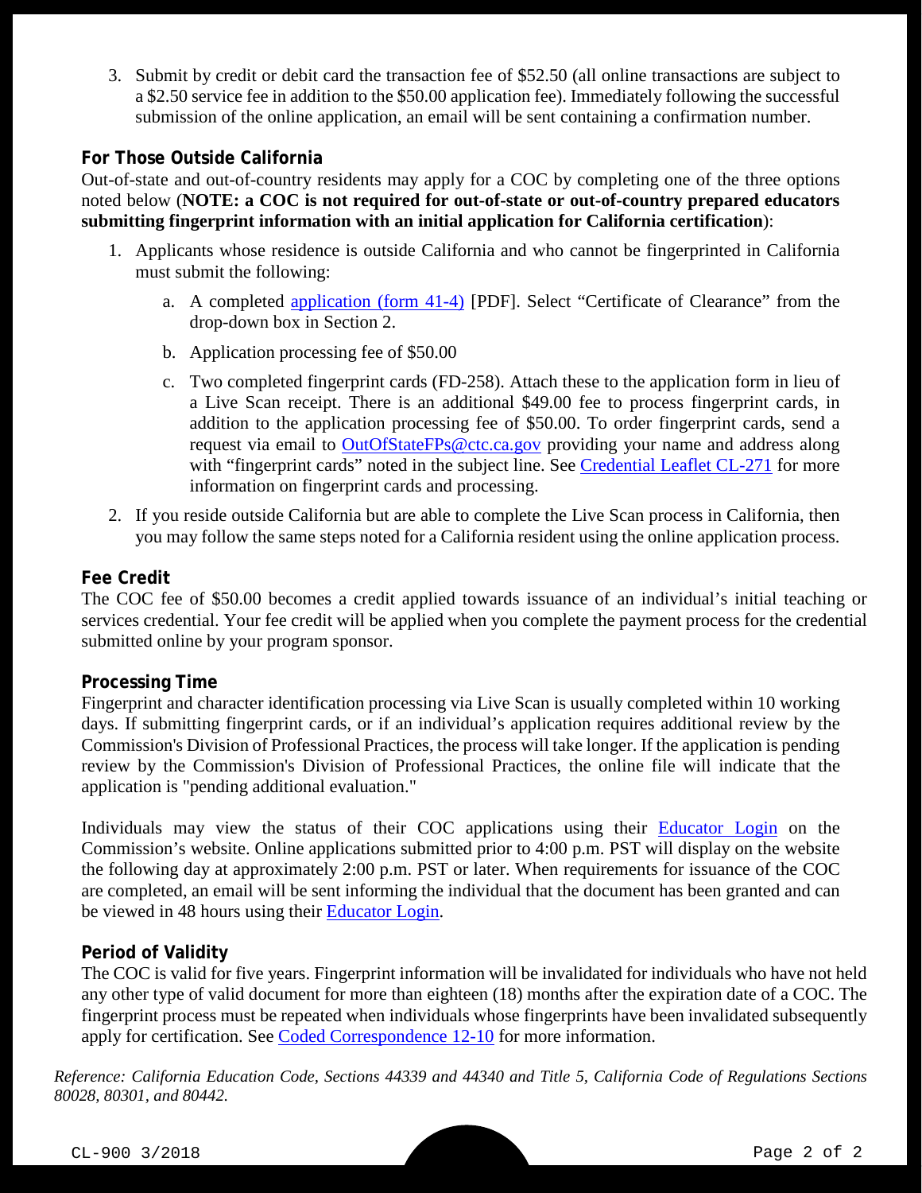3. Submit by credit or debit card the transaction fee of $52.50 (all online transactions are subject to a $2.50 service fee in addition to the $50.00 application fee). Immediately following the successful submission of the online application, an email will be sent containing a confirmation number.

### For Those Outside California

Out-of-state and out-of-country residents may apply for a COC by completing one of the three options noted below (**NOTE: a COC is not required for out-of-state or out-of-country prepared educators submitting fingerprint information with an initial application for California certification**):

1. Applicants whose residence is outside California and who cannot be fingerprinted in California must submit the following:
   a. A completed [application (form 41-4)] [PDF]. Select "Certificate of Clearance" from the drop-down box in Section 2.
   b. Application processing fee of $50.00
   c. Two completed fingerprint cards (FD-258). Attach these to the application form in lieu of a Live Scan receipt. There is an additional $49.00 fee to process fingerprint cards, in addition to the application processing fee of $50.00. To order fingerprint cards, send a request via email to OutOfStateFPs@ctc.ca.gov providing your name and address along with "fingerprint cards" noted in the subject line. See Credential Leaflet CL-271 for more information on fingerprint cards and processing.
2. If you reside outside California but are able to complete the Live Scan process in California, then you may follow the same steps noted for a California resident using the online application process.

### Fee Credit

The COC fee of $50.00 becomes a credit applied towards issuance of an individual's initial teaching or services credential. Your fee credit will be applied when you complete the payment process for the credential submitted online by your program sponsor.

### Processing Time

Fingerprint and character identification processing via Live Scan is usually completed within 10 working days. If submitting fingerprint cards, or if an individual's application requires additional review by the Commission's Division of Professional Practices, the process will take longer. If the application is pending review by the Commission's Division of Professional Practices, the online file will indicate that the application is "pending additional evaluation."

Individuals may view the status of their COC applications using their Educator Login on the Commission's website. Online applications submitted prior to 4:00 p.m. PST will display on the website the following day at approximately 2:00 p.m. PST or later. When requirements for issuance of the COC are completed, an email will be sent informing the individual that the document has been granted and can be viewed in 48 hours using their Educator Login.

### Period of Validity

The COC is valid for five years. Fingerprint information will be invalidated for individuals who have not held any other type of valid document for more than eighteen (18) months after the expiration date of a COC. The fingerprint process must be repeated when individuals whose fingerprints have been invalidated subsequently apply for certification. See Coded Correspondence 12-10 for more information.

*Reference: California Education Code, Sections 44339 and 44340 and Title 5, California Code of Regulations Sections 80028, 80301, and 80442.*

CL-900 3/2018